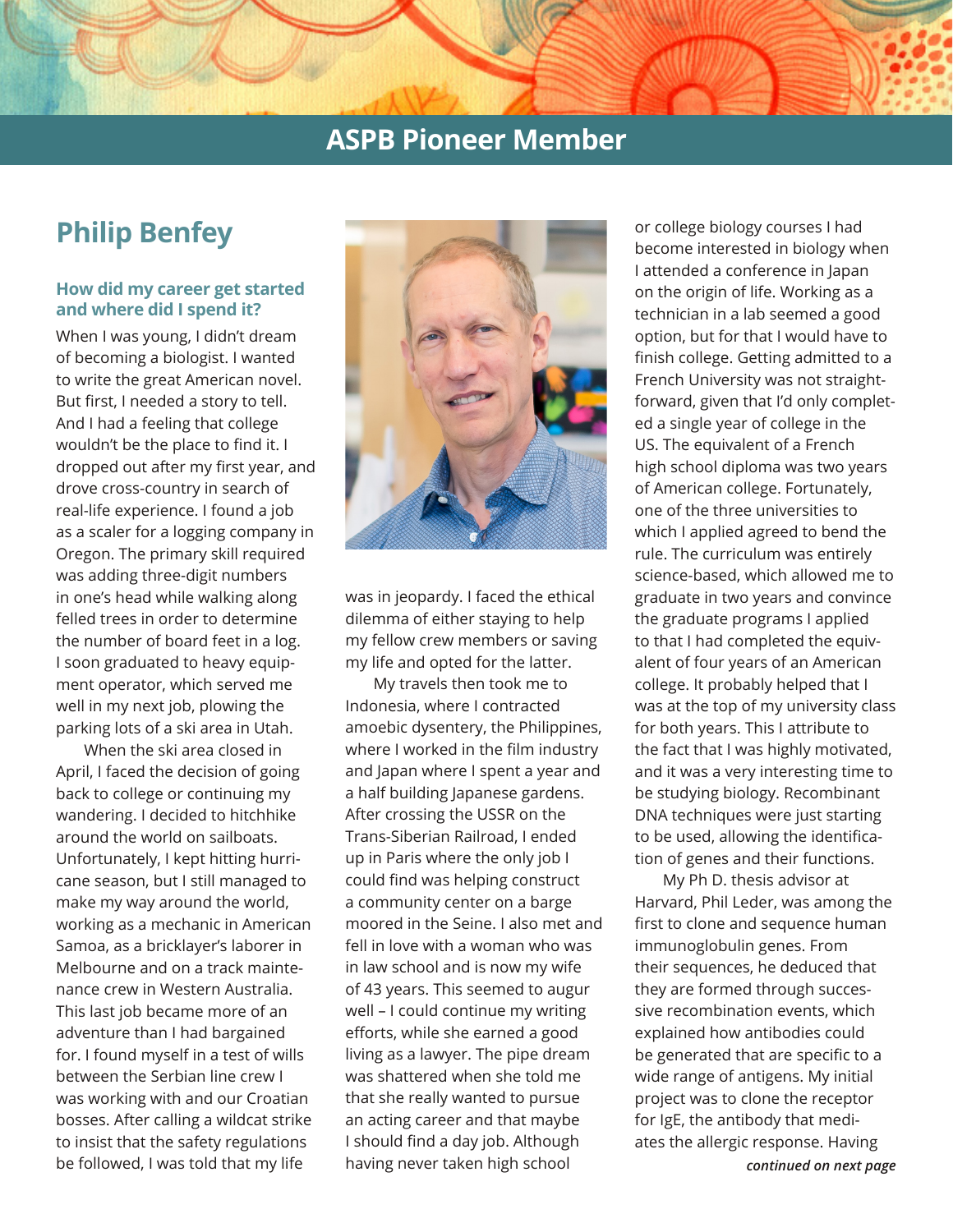# ASPB Pioneer Member

## Philip Benfey

### How did my career get started and where did I spend it?

When I was young, I didn't dream of becoming a biologist. I wanted to write the great American novel. But first, I needed a story to tell. And I had a feeling that college wouldn't be the place to find it. I dropped out after my first year, and drove cross-country in search of real-life experience. I found a job as a scaler for a logging company in Oregon. The primary skill required was adding three-digit numbers in one's head while walking along felled trees in order to determine the number of board feet in a log. I soon graduated to heavy equipment operator, which served me well in my next job, plowing the parking lots of a ski area in Utah.

When the ski area closed in April, I faced the decision of going back to college or continuing my wandering. I decided to hitchhike around the world on sailboats. Unfortunately, I kept hitting hurricane season, but I still managed to make my way around the world, working as a mechanic in American Samoa, as a bricklayer's laborer in Melbourne and on a track maintenance crew in Western Australia. This last job became more of an adventure than I had bargained for. I found myself in a test of wills between the Serbian line crew I was working with and our Croatian bosses. After calling a wildcat strike to insist that the safety regulations be followed, I was told that my life was in jeopardy. I faced the ethical dilemma of either staying to help my fellow crew members or saving my life and opted for the latter.

My travels then took me to Indonesia, where I contracted amoebic dysentery, the Philippines, where I worked in the film industry and Japan where I spent a year and a half building Japanese gardens. After crossing the USSR on the Trans-Siberian Railroad, I ended up in Paris where the only job I could find was helping construct a community center on a barge moored in the Seine. I also met and fell in love with a woman who was in law school and is now my wife of 43 years. This seemed to augur well – I could continue my writing efforts, while she earned a good living as a lawyer. The pipe dream was shattered when she told me that she really wanted to pursue an acting career and that maybe I should find a day job. Although having never taken high school or college biology courses I had become interested in biology when I attended a conference in Japan on the origin of life. Working as a technician in a lab seemed a good option, but for that I would have to finish college. Getting admitted to a French University was not straightforward, given that I'd only completed a single year of college in the US. The equivalent of a French high school diploma was two years of American college. Fortunately, one of the three universities to which I applied agreed to bend the rule. The curriculum was entirely science-based, which allowed me to graduate in two years and convince the graduate programs I applied to that I had completed the equivalent of four years of an American college. It probably helped that I was at the top of my university class for both years. This I attribute to the fact that I was highly motivated, and it was a very interesting time to be studying biology. Recombinant DNA techniques were just starting to be used, allowing the identification of genes and their functions.

My Ph D. thesis advisor at Harvard, Phil Leder, was among the first to clone and sequence human immunoglobulin genes. From their sequences, he deduced that they are formed through successive recombination events, which explained how antibodies could be generated that are specific to a wide range of antigens. My initial project was to clone the receptor for IgE, the antibody that mediates the allergic response. Having

*continued on next page*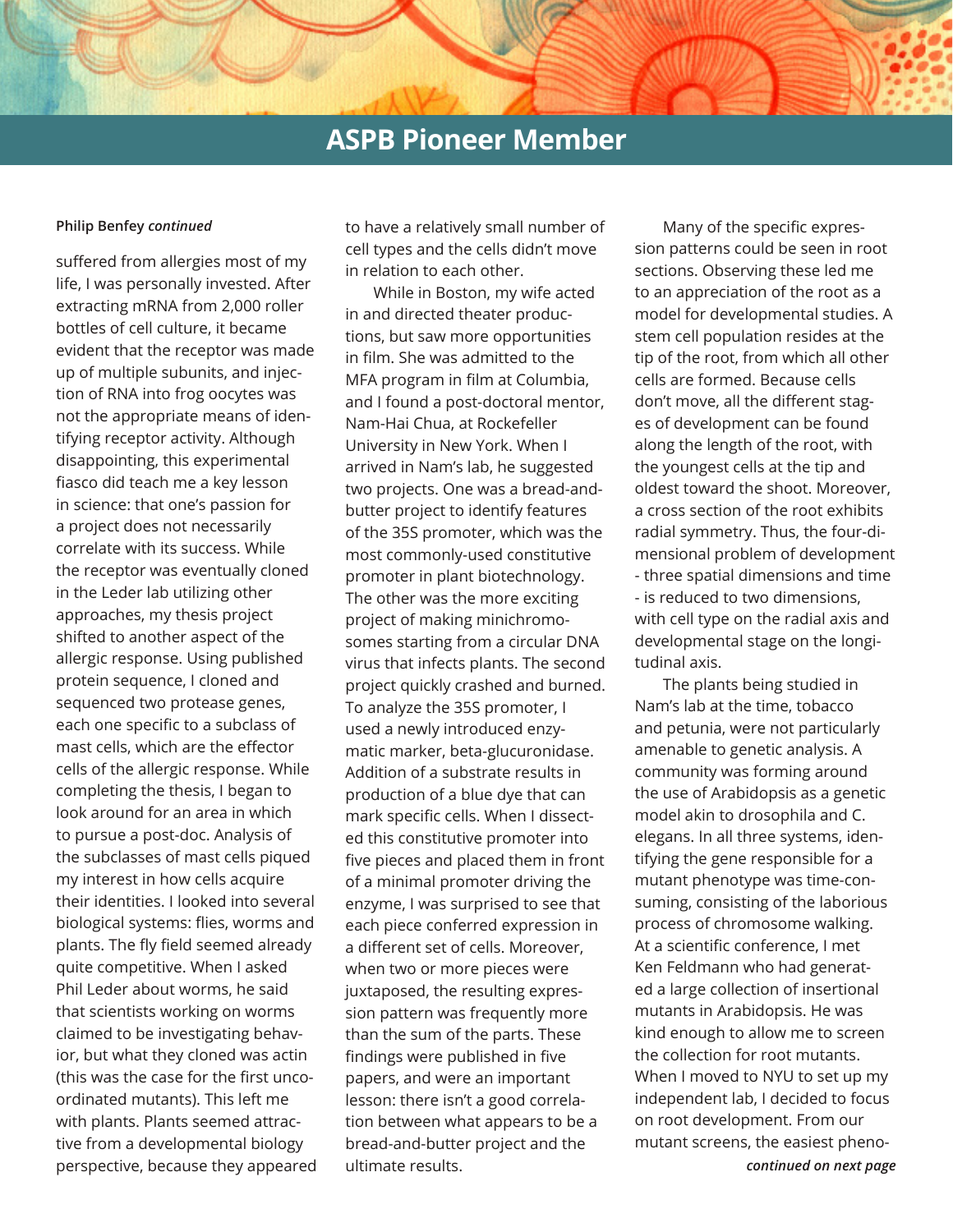## ASPB Pioneer Member

**Philip Benfey** *continued*

suffered from allergies most of my life, I was personally invested. After extracting mRNA from 2,000 roller bottles of cell culture, it became evident that the receptor was made up of multiple subunits, and injection of RNA into frog oocytes was not the appropriate means of identifying receptor activity. Although disappointing, this experimental fiasco did teach me a key lesson in science: that one's passion for a project does not necessarily correlate with its success. While the receptor was eventually cloned in the Leder lab utilizing other approaches, my thesis project shifted to another aspect of the allergic response. Using published protein sequence, I cloned and sequenced two protease genes, each one specific to a subclass of mast cells, which are the effector cells of the allergic response. While completing the thesis, I began to look around for an area in which to pursue a post-doc. Analysis of the subclasses of mast cells piqued my interest in how cells acquire their identities. I looked into several biological systems: flies, worms and plants. The fly field seemed already quite competitive. When I asked Phil Leder about worms, he said that scientists working on worms claimed to be investigating behavior, but what they cloned was actin (this was the case for the first uncoordinated mutants). This left me with plants. Plants seemed attractive from a developmental biology perspective, because they appeared to have a relatively small number of cell types and the cells didn't move in relation to each other.

While in Boston, my wife acted in and directed theater productions, but saw more opportunities in film. She was admitted to the MFA program in film at Columbia, and I found a post-doctoral mentor, Nam-Hai Chua, at Rockefeller University in New York. When I arrived in Nam's lab, he suggested two projects. One was a bread-and-butter project to identify features of the 35S promoter, which was the most commonly-used constitutive promoter in plant biotechnology. The other was the more exciting project of making minichromosomes starting from a circular DNA virus that infects plants. The second project quickly crashed and burned. To analyze the 35S promoter, I used a newly introduced enzymatic marker, beta-glucuronidase. Addition of a substrate results in production of a blue dye that can mark specific cells. When I dissected this constitutive promoter into five pieces and placed them in front of a minimal promoter driving the enzyme, I was surprised to see that each piece conferred expression in a different set of cells. Moreover, when two or more pieces were juxtaposed, the resulting expression pattern was frequently more than the sum of the parts. These findings were published in five papers, and were an important lesson: there isn't a good correlation between what appears to be a bread-and-butter project and the ultimate results.

Many of the specific expression patterns could be seen in root sections. Observing these led me to an appreciation of the root as a model for developmental studies. A stem cell population resides at the tip of the root, from which all other cells are formed. Because cells don't move, all the different stages of development can be found along the length of the root, with the youngest cells at the tip and oldest toward the shoot. Moreover, a cross section of the root exhibits radial symmetry. Thus, the four-dimensional problem of development - three spatial dimensions and time - is reduced to two dimensions, with cell type on the radial axis and developmental stage on the longitudinal axis.

The plants being studied in Nam's lab at the time, tobacco and petunia, were not particularly amenable to genetic analysis. A community was forming around the use of Arabidopsis as a genetic model akin to drosophila and C. elegans. In all three systems, identifying the gene responsible for a mutant phenotype was time-consuming, consisting of the laborious process of chromosome walking. At a scientific conference, I met Ken Feldmann who had generated a large collection of insertional mutants in Arabidopsis. He was kind enough to allow me to screen the collection for root mutants. When I moved to NYU to set up my independent lab, I decided to focus on root development. From our mutant screens, the easiest pheno-

*continued on next page*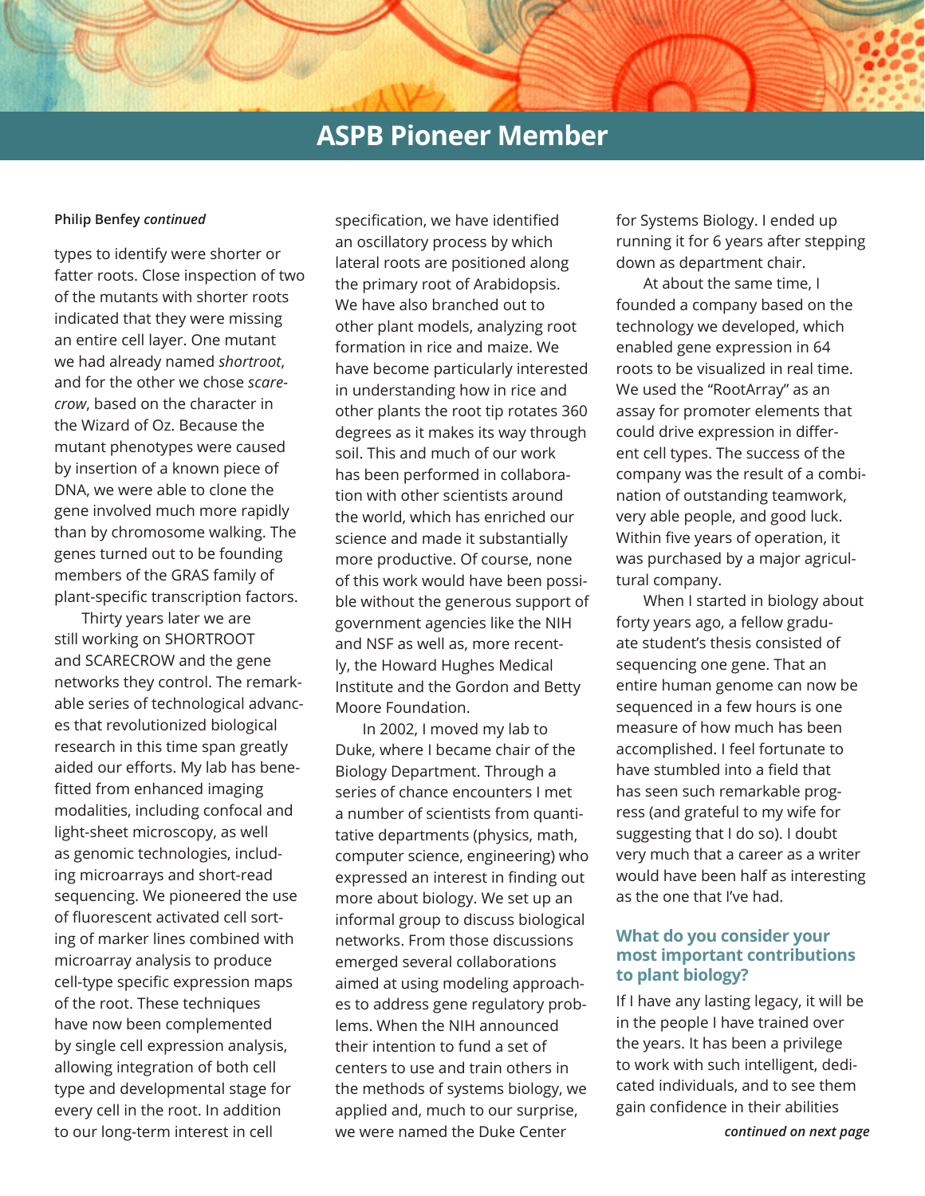## ASPB Pioneer Member

**Philip Benfey** ***continued***

types to identify were shorter or fatter roots. Close inspection of two of the mutants with shorter roots indicated that they were missing an entire cell layer. One mutant we had already named *shortroot*, and for the other we chose *scarecrow*, based on the character in the Wizard of Oz. Because the mutant phenotypes were caused by insertion of a known piece of DNA, we were able to clone the gene involved much more rapidly than by chromosome walking. The genes turned out to be founding members of the GRAS family of plant-specific transcription factors.

Thirty years later we are still working on SHORTROOT and SCARECROW and the gene networks they control. The remarkable series of technological advances that revolutionized biological research in this time span greatly aided our efforts. My lab has benefitted from enhanced imaging modalities, including confocal and light-sheet microscopy, as well as genomic technologies, including microarrays and short-read sequencing. We pioneered the use of fluorescent activated cell sorting of marker lines combined with microarray analysis to produce cell-type specific expression maps of the root. These techniques have now been complemented by single cell expression analysis, allowing integration of both cell type and developmental stage for every cell in the root. In addition to our long-term interest in cell specification, we have identified an oscillatory process by which lateral roots are positioned along the primary root of Arabidopsis. We have also branched out to other plant models, analyzing root formation in rice and maize. We have become particularly interested in understanding how in rice and other plants the root tip rotates 360 degrees as it makes its way through soil. This and much of our work has been performed in collaboration with other scientists around the world, which has enriched our science and made it substantially more productive. Of course, none of this work would have been possible without the generous support of government agencies like the NIH and NSF as well as, more recently, the Howard Hughes Medical Institute and the Gordon and Betty Moore Foundation.

In 2002, I moved my lab to Duke, where I became chair of the Biology Department. Through a series of chance encounters I met a number of scientists from quantitative departments (physics, math, computer science, engineering) who expressed an interest in finding out more about biology. We set up an informal group to discuss biological networks. From those discussions emerged several collaborations aimed at using modeling approaches to address gene regulatory problems. When the NIH announced their intention to fund a set of centers to use and train others in the methods of systems biology, we applied and, much to our surprise, we were named the Duke Center for Systems Biology. I ended up running it for 6 years after stepping down as department chair.

At about the same time, I founded a company based on the technology we developed, which enabled gene expression in 64 roots to be visualized in real time. We used the "RootArray" as an assay for promoter elements that could drive expression in different cell types. The success of the company was the result of a combination of outstanding teamwork, very able people, and good luck. Within five years of operation, it was purchased by a major agricultural company.

When I started in biology about forty years ago, a fellow graduate student's thesis consisted of sequencing one gene. That an entire human genome can now be sequenced in a few hours is one measure of how much has been accomplished. I feel fortunate to have stumbled into a field that has seen such remarkable progress (and grateful to my wife for suggesting that I do so). I doubt very much that a career as a writer would have been half as interesting as the one that I've had.

### What do you consider your most important contributions to plant biology?

If I have any lasting legacy, it will be in the people I have trained over the years. It has been a privilege to work with such intelligent, dedicated individuals, and to see them gain confidence in their abilities

***continued on next page***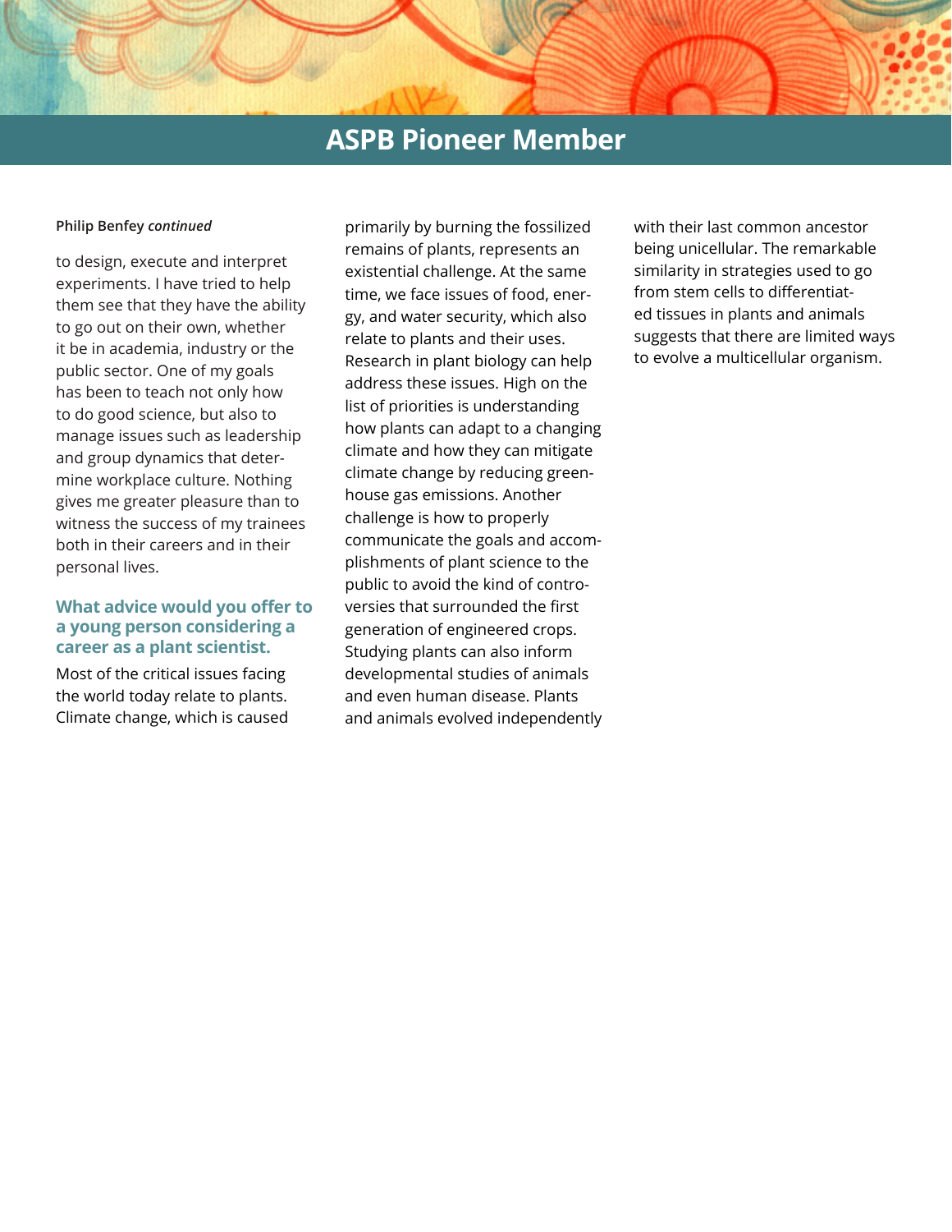# ASPB Pioneer Member

**Philip Benfey** *continued*

to design, execute and interpret experiments. I have tried to help them see that they have the ability to go out on their own, whether it be in academia, industry or the public sector. One of my goals has been to teach not only how to do good science, but also to manage issues such as leadership and group dynamics that determine workplace culture. Nothing gives me greater pleasure than to witness the success of my trainees both in their careers and in their personal lives.

### What advice would you offer to a young person considering a career as a plant scientist.

Most of the critical issues facing the world today relate to plants. Climate change, which is caused primarily by burning the fossilized remains of plants, represents an existential challenge. At the same time, we face issues of food, energy, and water security, which also relate to plants and their uses. Research in plant biology can help address these issues. High on the list of priorities is understanding how plants can adapt to a changing climate and how they can mitigate climate change by reducing greenhouse gas emissions. Another challenge is how to properly communicate the goals and accomplishments of plant science to the public to avoid the kind of controversies that surrounded the first generation of engineered crops. Studying plants can also inform developmental studies of animals and even human disease. Plants and animals evolved independently with their last common ancestor being unicellular. The remarkable similarity in strategies used to go from stem cells to differentiated tissues in plants and animals suggests that there are limited ways to evolve a multicellular organism.